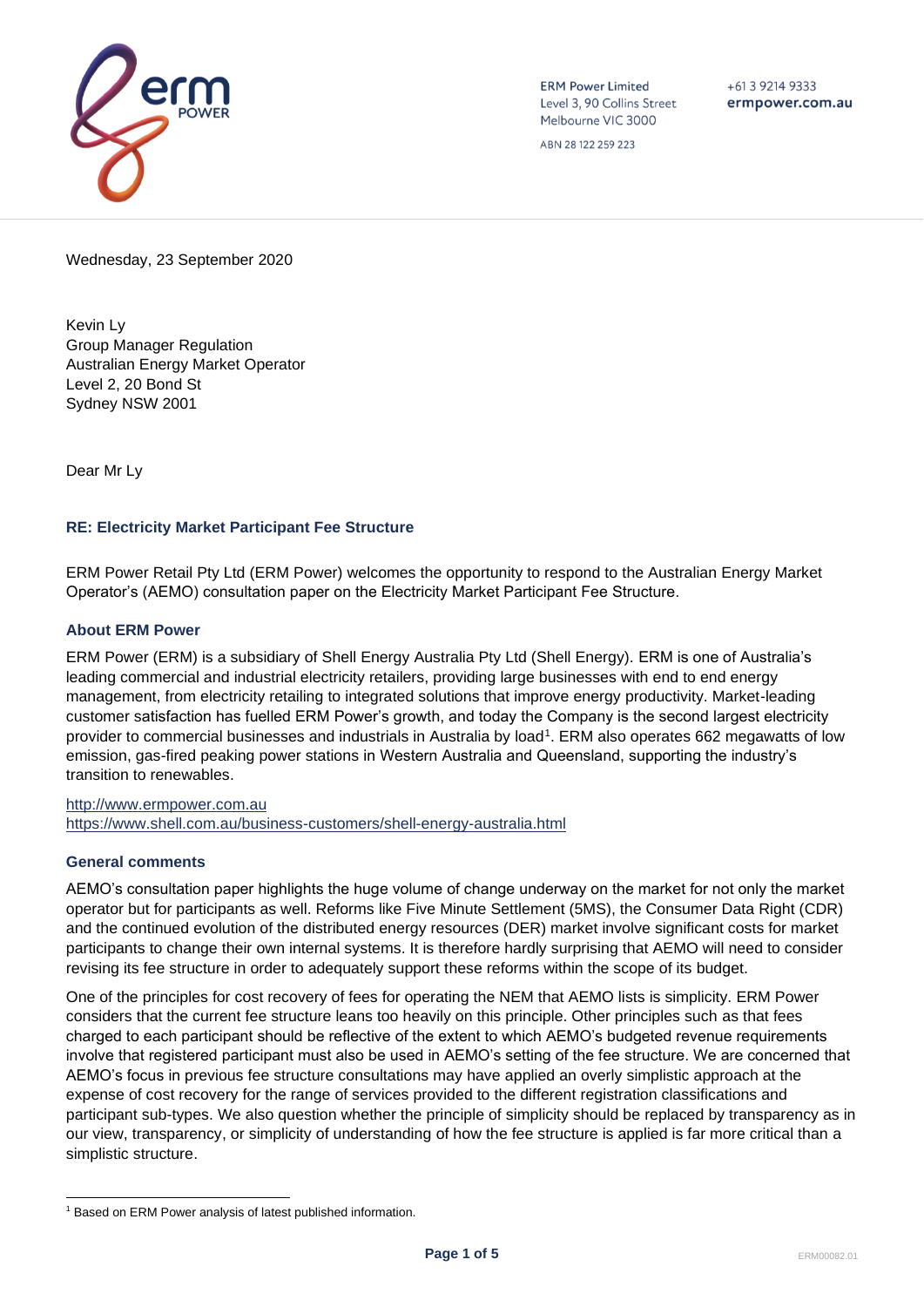ERM Power Limited
Level 3, 90 Collins Street
Melbourne VIC 3000

ABN 28 122 259 223

+61 3 9214 9333
ermpower.com.au

Wednesday, 23 September 2020

Kevin Ly
Group Manager Regulation
Australian Energy Market Operator
Level 2, 20 Bond St
Sydney NSW 2001

Dear Mr Ly

### RE: Electricity Market Participant Fee Structure

ERM Power Retail Pty Ltd (ERM Power) welcomes the opportunity to respond to the Australian Energy Market Operator's (AEMO) consultation paper on the Electricity Market Participant Fee Structure.

### About ERM Power

ERM Power (ERM) is a subsidiary of Shell Energy Australia Pty Ltd (Shell Energy). ERM is one of Australia's leading commercial and industrial electricity retailers, providing large businesses with end to end energy management, from electricity retailing to integrated solutions that improve energy productivity. Market-leading customer satisfaction has fuelled ERM Power's growth, and today the Company is the second largest electricity provider to commercial businesses and industrials in Australia by load[1]. ERM also operates 662 megawatts of low emission, gas-fired peaking power stations in Western Australia and Queensland, supporting the industry's transition to renewables.

http://www.ermpower.com.au
https://www.shell.com.au/business-customers/shell-energy-australia.html

### General comments

AEMO's consultation paper highlights the huge volume of change underway on the market for not only the market operator but for participants as well. Reforms like Five Minute Settlement (5MS), the Consumer Data Right (CDR) and the continued evolution of the distributed energy resources (DER) market involve significant costs for market participants to change their own internal systems. It is therefore hardly surprising that AEMO will need to consider revising its fee structure in order to adequately support these reforms within the scope of its budget.

One of the principles for cost recovery of fees for operating the NEM that AEMO lists is simplicity. ERM Power considers that the current fee structure leans too heavily on this principle. Other principles such as that fees charged to each participant should be reflective of the extent to which AEMO's budgeted revenue requirements involve that registered participant must also be used in AEMO's setting of the fee structure. We are concerned that AEMO's focus in previous fee structure consultations may have applied an overly simplistic approach at the expense of cost recovery for the range of services provided to the different registration classifications and participant sub-types. We also question whether the principle of simplicity should be replaced by transparency as in our view, transparency, or simplicity of understanding of how the fee structure is applied is far more critical than a simplistic structure.

[1] Based on ERM Power analysis of latest published information.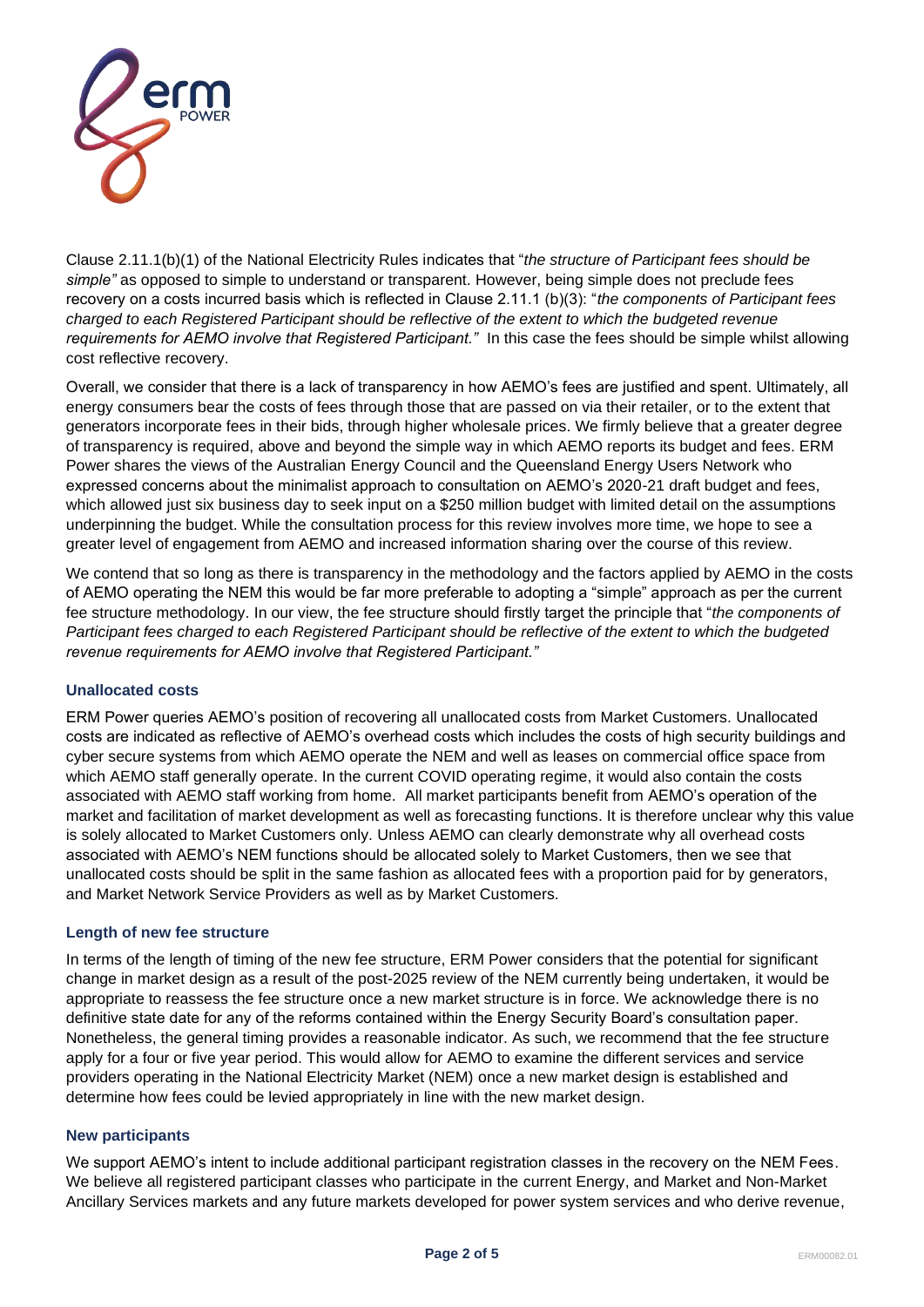Clause 2.11.1(b)(1) of the National Electricity Rules indicates that "*the structure of Participant fees should be simple"* as opposed to simple to understand or transparent. However, being simple does not preclude fees recovery on a costs incurred basis which is reflected in Clause 2.11.1 (b)(3): "*the components of Participant fees charged to each Registered Participant should be reflective of the extent to which the budgeted revenue requirements for AEMO involve that Registered Participant."* In this case the fees should be simple whilst allowing cost reflective recovery.

Overall, we consider that there is a lack of transparency in how AEMO's fees are justified and spent. Ultimately, all energy consumers bear the costs of fees through those that are passed on via their retailer, or to the extent that generators incorporate fees in their bids, through higher wholesale prices. We firmly believe that a greater degree of transparency is required, above and beyond the simple way in which AEMO reports its budget and fees. ERM Power shares the views of the Australian Energy Council and the Queensland Energy Users Network who expressed concerns about the minimalist approach to consultation on AEMO's 2020-21 draft budget and fees, which allowed just six business day to seek input on a $250 million budget with limited detail on the assumptions underpinning the budget. While the consultation process for this review involves more time, we hope to see a greater level of engagement from AEMO and increased information sharing over the course of this review.

We contend that so long as there is transparency in the methodology and the factors applied by AEMO in the costs of AEMO operating the NEM this would be far more preferable to adopting a "simple" approach as per the current fee structure methodology. In our view, the fee structure should firstly target the principle that "*the components of Participant fees charged to each Registered Participant should be reflective of the extent to which the budgeted revenue requirements for AEMO involve that Registered Participant."*

### Unallocated costs

ERM Power queries AEMO's position of recovering all unallocated costs from Market Customers. Unallocated costs are indicated as reflective of AEMO's overhead costs which includes the costs of high security buildings and cyber secure systems from which AEMO operate the NEM and well as leases on commercial office space from which AEMO staff generally operate. In the current COVID operating regime, it would also contain the costs associated with AEMO staff working from home. All market participants benefit from AEMO's operation of the market and facilitation of market development as well as forecasting functions. It is therefore unclear why this value is solely allocated to Market Customers only. Unless AEMO can clearly demonstrate why all overhead costs associated with AEMO's NEM functions should be allocated solely to Market Customers, then we see that unallocated costs should be split in the same fashion as allocated fees with a proportion paid for by generators, and Market Network Service Providers as well as by Market Customers.

### Length of new fee structure

In terms of the length of timing of the new fee structure, ERM Power considers that the potential for significant change in market design as a result of the post-2025 review of the NEM currently being undertaken, it would be appropriate to reassess the fee structure once a new market structure is in force. We acknowledge there is no definitive state date for any of the reforms contained within the Energy Security Board's consultation paper. Nonetheless, the general timing provides a reasonable indicator. As such, we recommend that the fee structure apply for a four or five year period. This would allow for AEMO to examine the different services and service providers operating in the National Electricity Market (NEM) once a new market design is established and determine how fees could be levied appropriately in line with the new market design.

### New participants

We support AEMO's intent to include additional participant registration classes in the recovery on the NEM Fees. We believe all registered participant classes who participate in the current Energy, and Market and Non-Market Ancillary Services markets and any future markets developed for power system services and who derive revenue,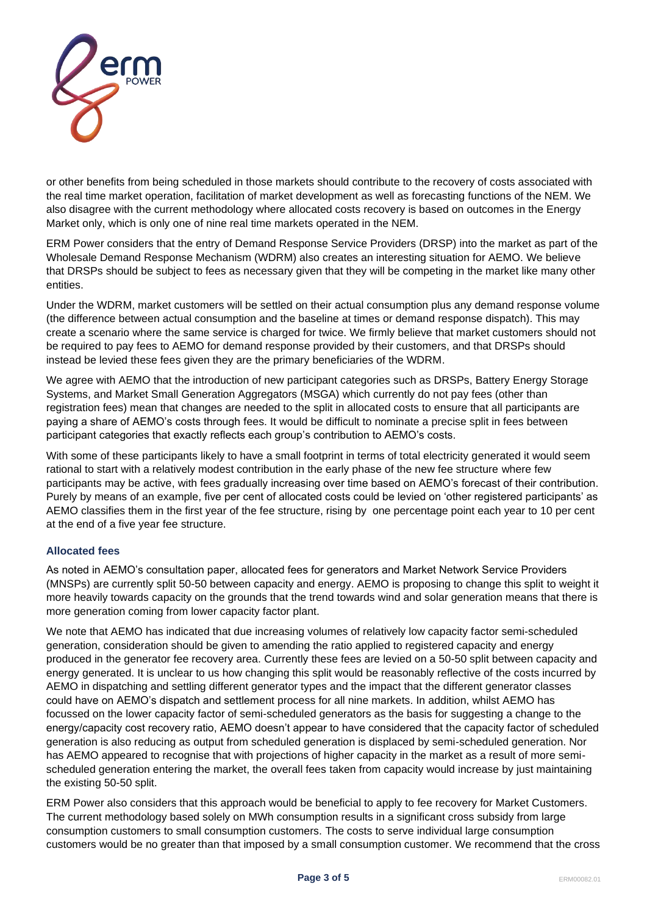or other benefits from being scheduled in those markets should contribute to the recovery of costs associated with the real time market operation, facilitation of market development as well as forecasting functions of the NEM. We also disagree with the current methodology where allocated costs recovery is based on outcomes in the Energy Market only, which is only one of nine real time markets operated in the NEM.

ERM Power considers that the entry of Demand Response Service Providers (DRSP) into the market as part of the Wholesale Demand Response Mechanism (WDRM) also creates an interesting situation for AEMO. We believe that DRSPs should be subject to fees as necessary given that they will be competing in the market like many other entities.

Under the WDRM, market customers will be settled on their actual consumption plus any demand response volume (the difference between actual consumption and the baseline at times or demand response dispatch). This may create a scenario where the same service is charged for twice. We firmly believe that market customers should not be required to pay fees to AEMO for demand response provided by their customers, and that DRSPs should instead be levied these fees given they are the primary beneficiaries of the WDRM.

We agree with AEMO that the introduction of new participant categories such as DRSPs, Battery Energy Storage Systems, and Market Small Generation Aggregators (MSGA) which currently do not pay fees (other than registration fees) mean that changes are needed to the split in allocated costs to ensure that all participants are paying a share of AEMO's costs through fees. It would be difficult to nominate a precise split in fees between participant categories that exactly reflects each group's contribution to AEMO's costs.

With some of these participants likely to have a small footprint in terms of total electricity generated it would seem rational to start with a relatively modest contribution in the early phase of the new fee structure where few participants may be active, with fees gradually increasing over time based on AEMO's forecast of their contribution. Purely by means of an example, five per cent of allocated costs could be levied on 'other registered participants' as AEMO classifies them in the first year of the fee structure, rising by one percentage point each year to 10 per cent at the end of a five year fee structure.

### Allocated fees

As noted in AEMO's consultation paper, allocated fees for generators and Market Network Service Providers (MNSPs) are currently split 50-50 between capacity and energy. AEMO is proposing to change this split to weight it more heavily towards capacity on the grounds that the trend towards wind and solar generation means that there is more generation coming from lower capacity factor plant.

We note that AEMO has indicated that due increasing volumes of relatively low capacity factor semi-scheduled generation, consideration should be given to amending the ratio applied to registered capacity and energy produced in the generator fee recovery area. Currently these fees are levied on a 50-50 split between capacity and energy generated. It is unclear to us how changing this split would be reasonably reflective of the costs incurred by AEMO in dispatching and settling different generator types and the impact that the different generator classes could have on AEMO's dispatch and settlement process for all nine markets. In addition, whilst AEMO has focussed on the lower capacity factor of semi-scheduled generators as the basis for suggesting a change to the energy/capacity cost recovery ratio, AEMO doesn't appear to have considered that the capacity factor of scheduled generation is also reducing as output from scheduled generation is displaced by semi-scheduled generation. Nor has AEMO appeared to recognise that with projections of higher capacity in the market as a result of more semi-scheduled generation entering the market, the overall fees taken from capacity would increase by just maintaining the existing 50-50 split.

ERM Power also considers that this approach would be beneficial to apply to fee recovery for Market Customers. The current methodology based solely on MWh consumption results in a significant cross subsidy from large consumption customers to small consumption customers. The costs to serve individual large consumption customers would be no greater than that imposed by a small consumption customer. We recommend that the cross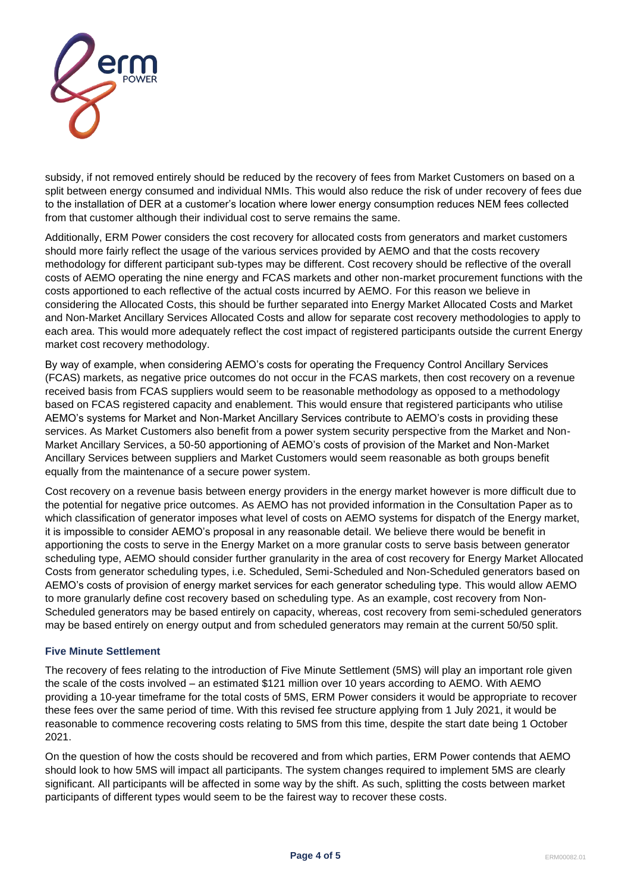subsidy, if not removed entirely should be reduced by the recovery of fees from Market Customers on based on a split between energy consumed and individual NMIs. This would also reduce the risk of under recovery of fees due to the installation of DER at a customer's location where lower energy consumption reduces NEM fees collected from that customer although their individual cost to serve remains the same.

Additionally, ERM Power considers the cost recovery for allocated costs from generators and market customers should more fairly reflect the usage of the various services provided by AEMO and that the costs recovery methodology for different participant sub-types may be different. Cost recovery should be reflective of the overall costs of AEMO operating the nine energy and FCAS markets and other non-market procurement functions with the costs apportioned to each reflective of the actual costs incurred by AEMO. For this reason we believe in considering the Allocated Costs, this should be further separated into Energy Market Allocated Costs and Market and Non-Market Ancillary Services Allocated Costs and allow for separate cost recovery methodologies to apply to each area. This would more adequately reflect the cost impact of registered participants outside the current Energy market cost recovery methodology.

By way of example, when considering AEMO's costs for operating the Frequency Control Ancillary Services (FCAS) markets, as negative price outcomes do not occur in the FCAS markets, then cost recovery on a revenue received basis from FCAS suppliers would seem to be reasonable methodology as opposed to a methodology based on FCAS registered capacity and enablement. This would ensure that registered participants who utilise AEMO's systems for Market and Non-Market Ancillary Services contribute to AEMO's costs in providing these services. As Market Customers also benefit from a power system security perspective from the Market and Non-Market Ancillary Services, a 50-50 apportioning of AEMO's costs of provision of the Market and Non-Market Ancillary Services between suppliers and Market Customers would seem reasonable as both groups benefit equally from the maintenance of a secure power system.

Cost recovery on a revenue basis between energy providers in the energy market however is more difficult due to the potential for negative price outcomes. As AEMO has not provided information in the Consultation Paper as to which classification of generator imposes what level of costs on AEMO systems for dispatch of the Energy market, it is impossible to consider AEMO's proposal in any reasonable detail. We believe there would be benefit in apportioning the costs to serve in the Energy Market on a more granular costs to serve basis between generator scheduling type, AEMO should consider further granularity in the area of cost recovery for Energy Market Allocated Costs from generator scheduling types, i.e. Scheduled, Semi-Scheduled and Non-Scheduled generators based on AEMO's costs of provision of energy market services for each generator scheduling type. This would allow AEMO to more granularly define cost recovery based on scheduling type. As an example, cost recovery from Non-Scheduled generators may be based entirely on capacity, whereas, cost recovery from semi-scheduled generators may be based entirely on energy output and from scheduled generators may remain at the current 50/50 split.

### Five Minute Settlement

The recovery of fees relating to the introduction of Five Minute Settlement (5MS) will play an important role given the scale of the costs involved – an estimated $121 million over 10 years according to AEMO. With AEMO providing a 10-year timeframe for the total costs of 5MS, ERM Power considers it would be appropriate to recover these fees over the same period of time. With this revised fee structure applying from 1 July 2021, it would be reasonable to commence recovering costs relating to 5MS from this time, despite the start date being 1 October 2021.

On the question of how the costs should be recovered and from which parties, ERM Power contends that AEMO should look to how 5MS will impact all participants. The system changes required to implement 5MS are clearly significant. All participants will be affected in some way by the shift. As such, splitting the costs between market participants of different types would seem to be the fairest way to recover these costs.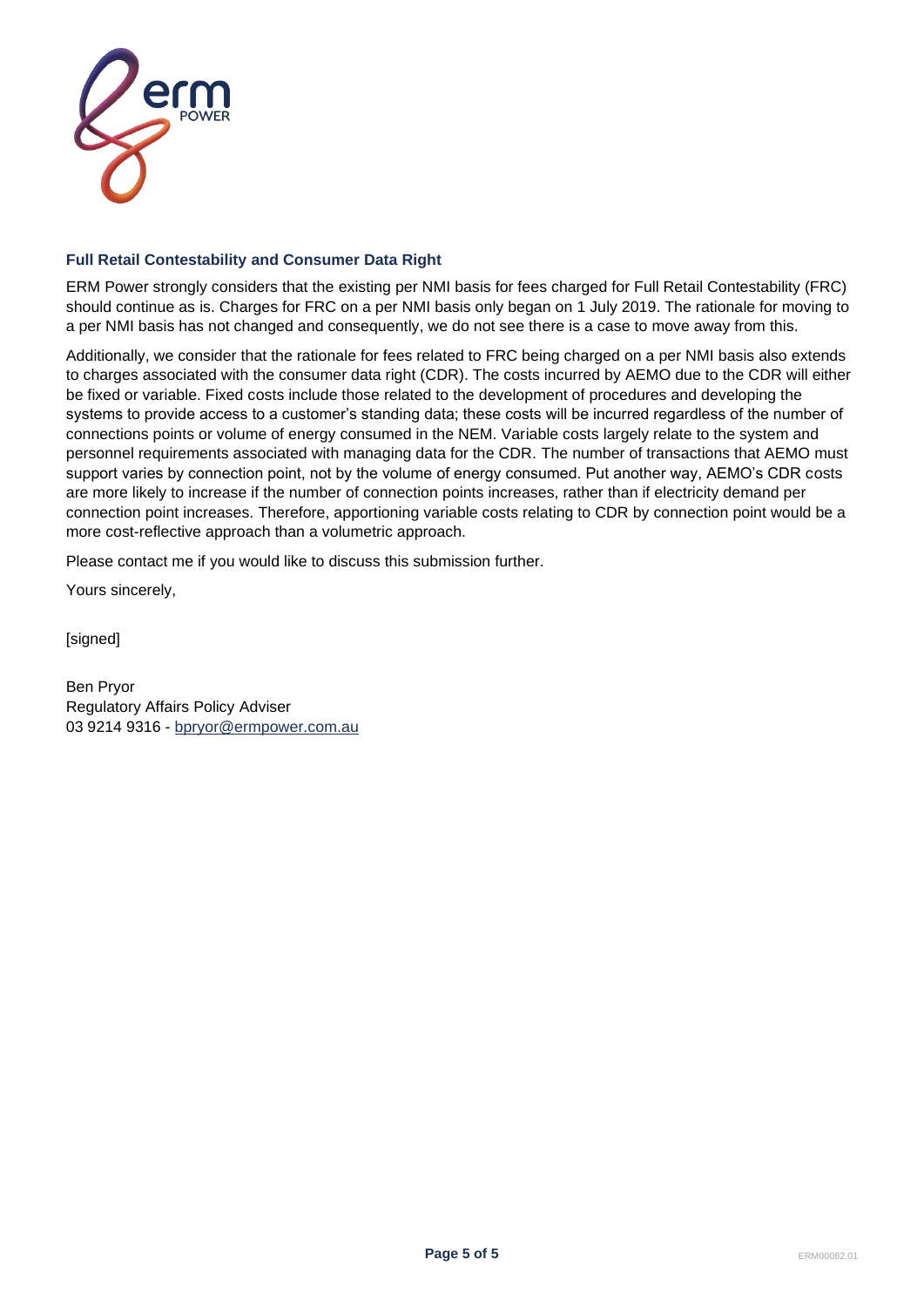### Full Retail Contestability and Consumer Data Right

ERM Power strongly considers that the existing per NMI basis for fees charged for Full Retail Contestability (FRC) should continue as is. Charges for FRC on a per NMI basis only began on 1 July 2019. The rationale for moving to a per NMI basis has not changed and consequently, we do not see there is a case to move away from this.

Additionally, we consider that the rationale for fees related to FRC being charged on a per NMI basis also extends to charges associated with the consumer data right (CDR). The costs incurred by AEMO due to the CDR will either be fixed or variable. Fixed costs include those related to the development of procedures and developing the systems to provide access to a customer's standing data; these costs will be incurred regardless of the number of connections points or volume of energy consumed in the NEM. Variable costs largely relate to the system and personnel requirements associated with managing data for the CDR. The number of transactions that AEMO must support varies by connection point, not by the volume of energy consumed. Put another way, AEMO's CDR costs are more likely to increase if the number of connection points increases, rather than if electricity demand per connection point increases. Therefore, apportioning variable costs relating to CDR by connection point would be a more cost-reflective approach than a volumetric approach.

Please contact me if you would like to discuss this submission further.

Yours sincerely,

[signed]

Ben Pryor
Regulatory Affairs Policy Adviser
03 9214 9316 - bpryor@ermpower.com.au

ERM00082.01